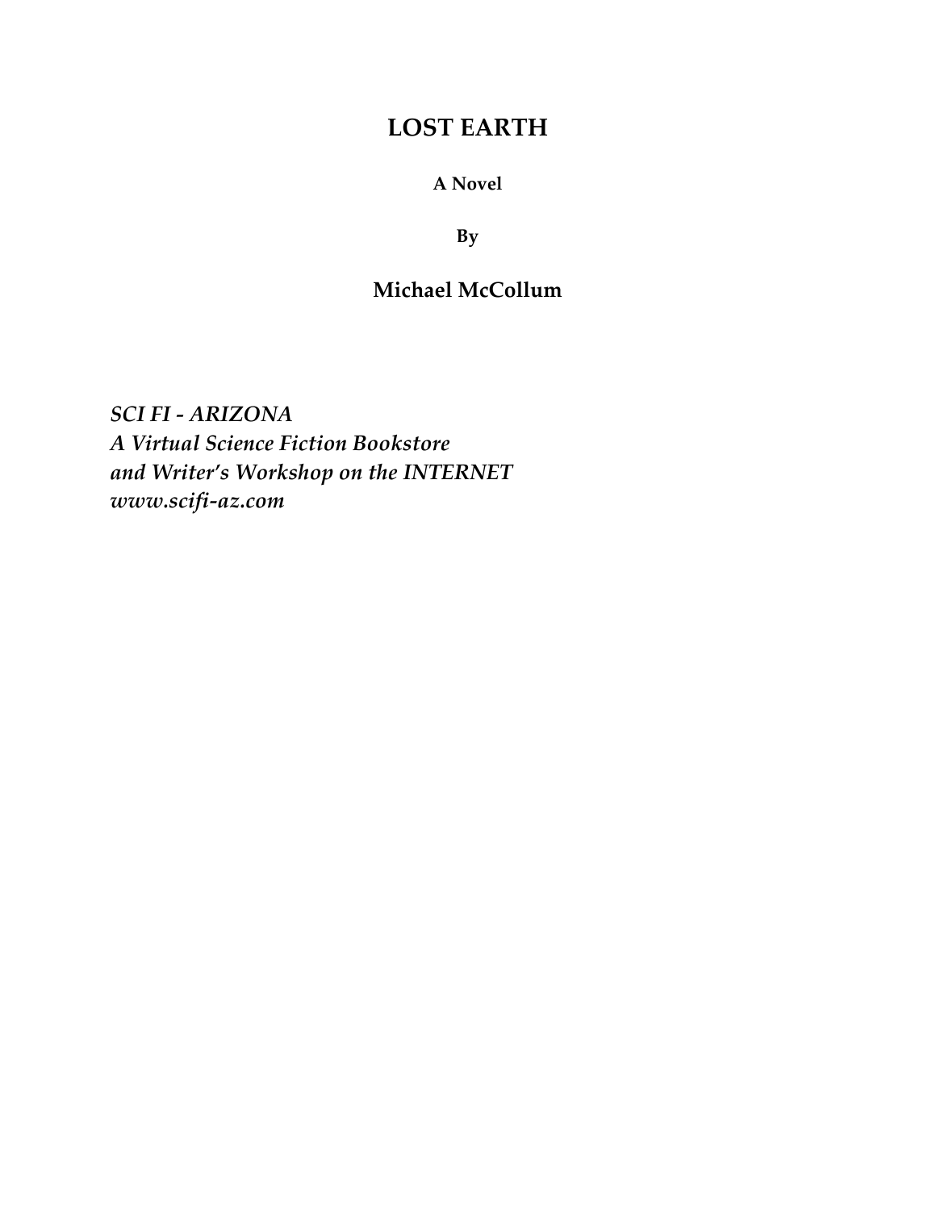# LOST EARTH

**A Novel**

**By**

**Michael McCollum**

*SCI FI - ARIZONA*
*A Virtual Science Fiction Bookstore*
*and Writer's Workshop on the INTERNET*
*www.scifi-az.com*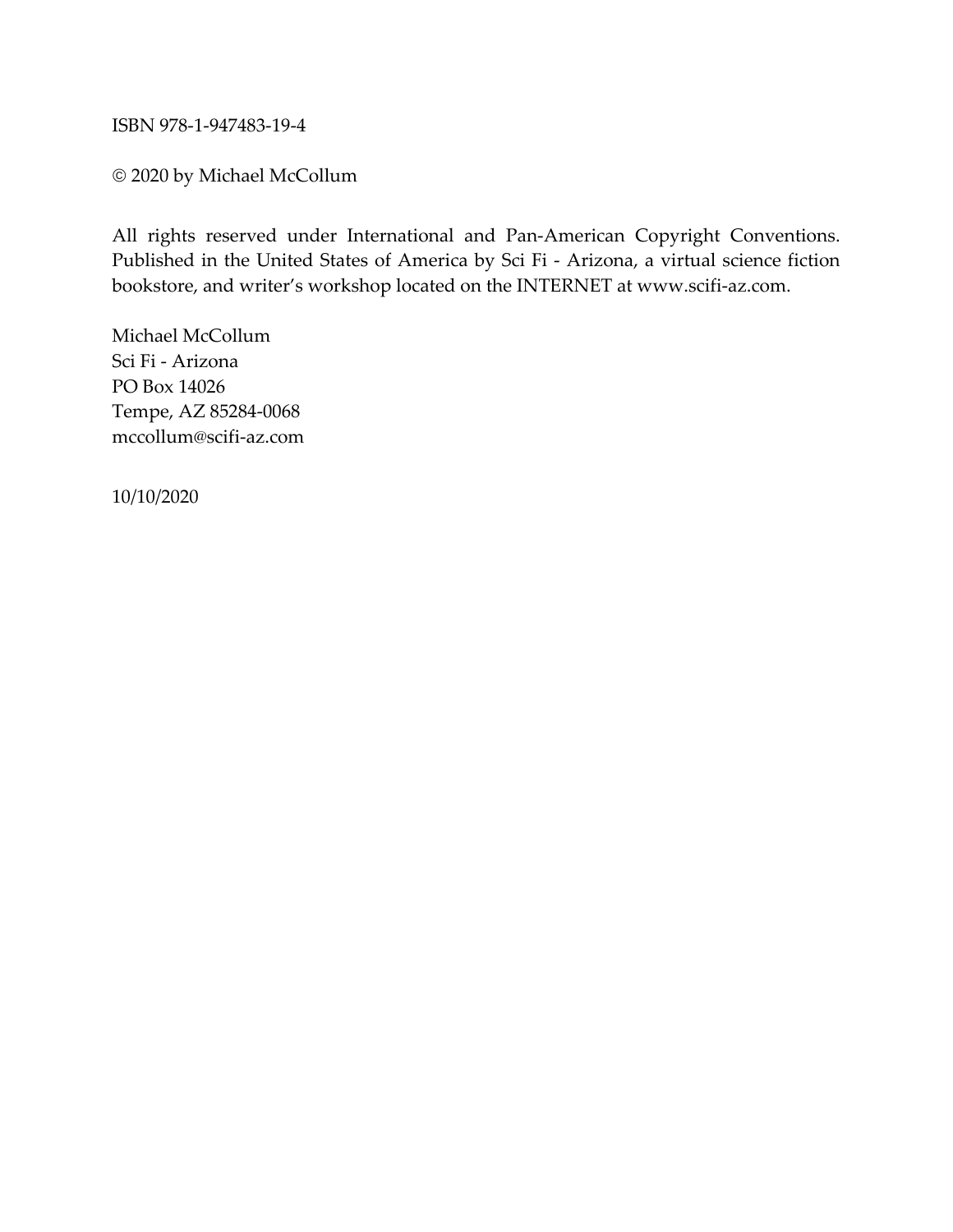ISBN 978-1-947483-19-4

© 2020 by Michael McCollum

All rights reserved under International and Pan-American Copyright Conventions. Published in the United States of America by Sci Fi - Arizona, a virtual science fiction bookstore, and writer's workshop located on the INTERNET at www.scifi-az.com.

Michael McCollum  
Sci Fi - Arizona  
PO Box 14026  
Tempe, AZ 85284-0068  
mccollum@scifi-az.com

10/10/2020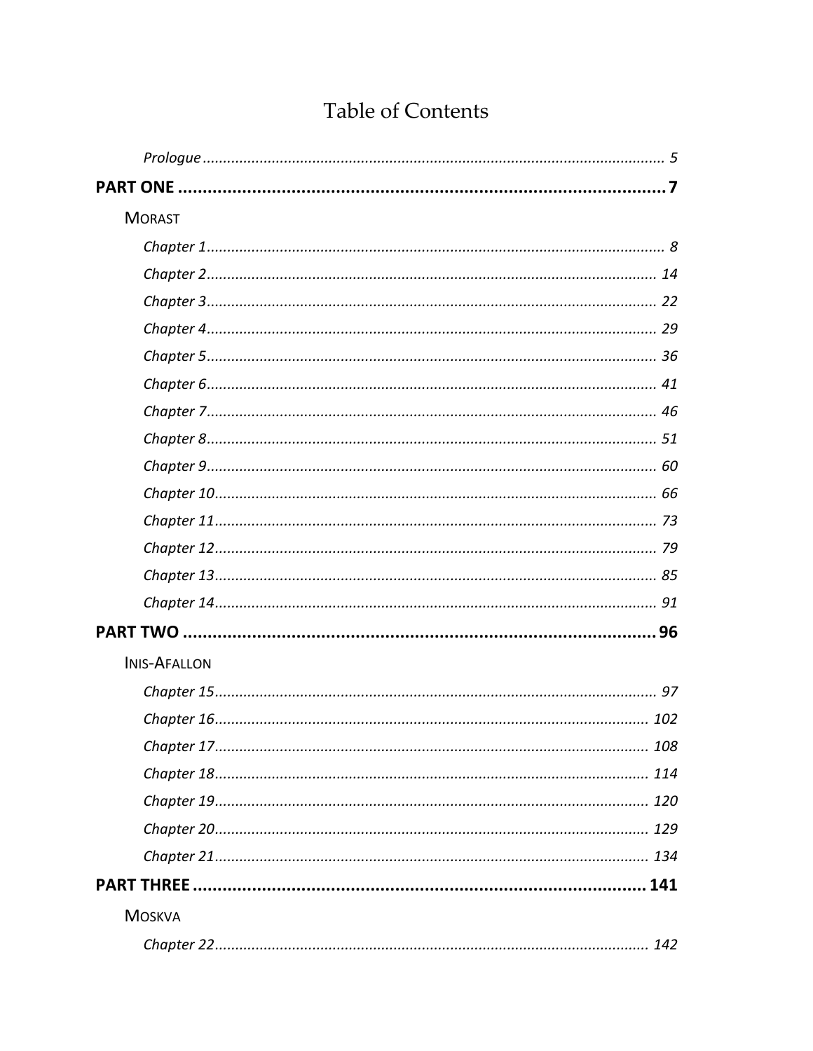# Table of Contents

*Prologue* ............ 5

**PART ONE** ............ **7**

MORAST

*Chapter 1* ............ 8

*Chapter 2* ............ 14

*Chapter 3* ............ 22

*Chapter 4* ............ 29

*Chapter 5* ............ 36

*Chapter 6* ............ 41

*Chapter 7* ............ 46

*Chapter 8* ............ 51

*Chapter 9* ............ 60

*Chapter 10* ............ 66

*Chapter 11* ............ 73

*Chapter 12* ............ 79

*Chapter 13* ............ 85

*Chapter 14* ............ 91

**PART TWO** ............ **96**

INIS-AFALLON

*Chapter 15* ............ 97

*Chapter 16* ............ 102

*Chapter 17* ............ 108

*Chapter 18* ............ 114

*Chapter 19* ............ 120

*Chapter 20* ............ 129

*Chapter 21* ............ 134

**PART THREE** ............ **141**

MOSKVA

*Chapter 22* ............ 142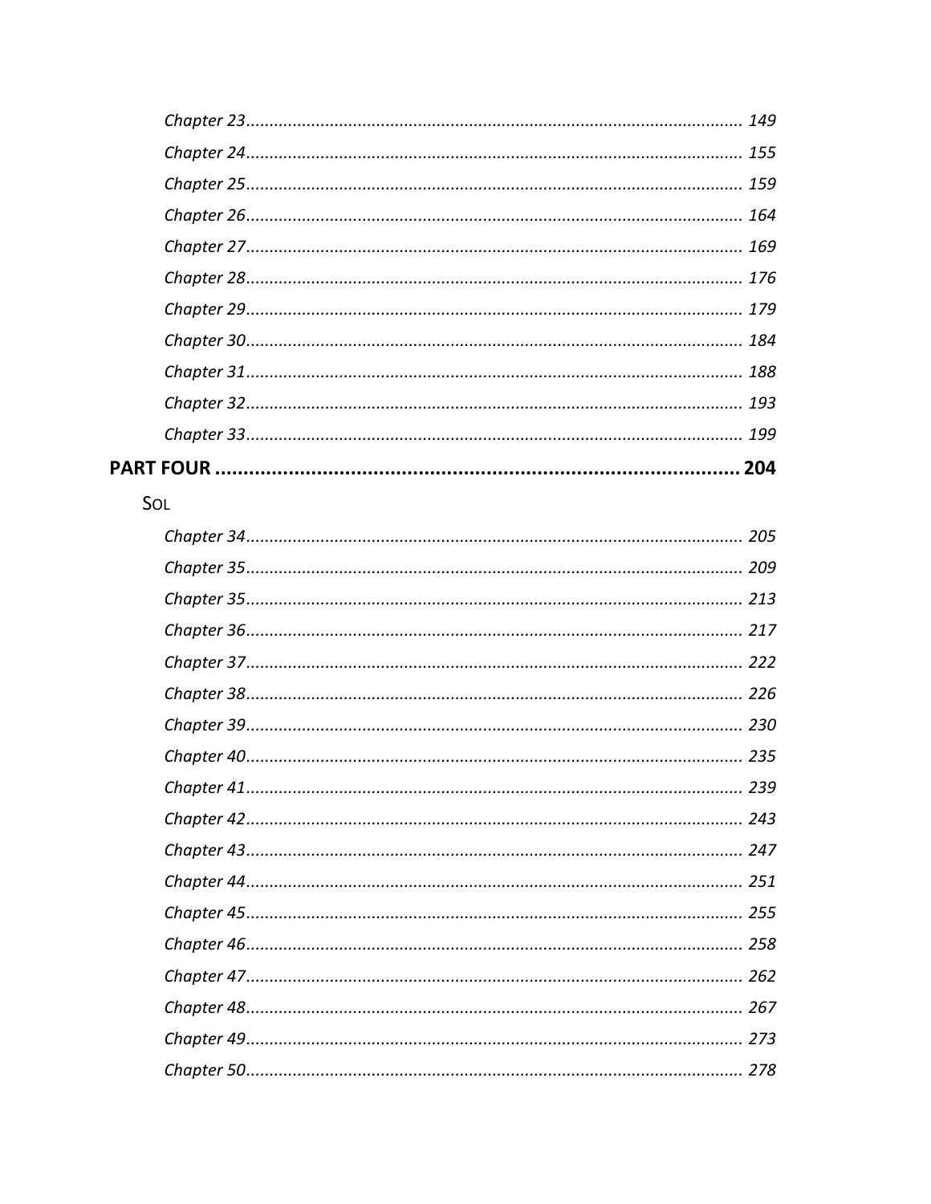*Chapter 23* ........................................................................................................... *149*

*Chapter 24* ........................................................................................................... *155*

*Chapter 25* ........................................................................................................... *159*

*Chapter 26* ........................................................................................................... *164*

*Chapter 27* ........................................................................................................... *169*

*Chapter 28* ........................................................................................................... *176*

*Chapter 29* ........................................................................................................... *179*

*Chapter 30* ........................................................................................................... *184*

*Chapter 31* ........................................................................................................... *188*

*Chapter 32* ........................................................................................................... *193*

*Chapter 33* ........................................................................................................... *199*

**PART FOUR** ........................................................................................... **204**

SOL

*Chapter 34* ........................................................................................................... *205*

*Chapter 35* ........................................................................................................... *209*

*Chapter 35* ........................................................................................................... *213*

*Chapter 36* ........................................................................................................... *217*

*Chapter 37* ........................................................................................................... *222*

*Chapter 38* ........................................................................................................... *226*

*Chapter 39* ........................................................................................................... *230*

*Chapter 40* ........................................................................................................... *235*

*Chapter 41* ........................................................................................................... *239*

*Chapter 42* ........................................................................................................... *243*

*Chapter 43* ........................................................................................................... *247*

*Chapter 44* ........................................................................................................... *251*

*Chapter 45* ........................................................................................................... *255*

*Chapter 46* ........................................................................................................... *258*

*Chapter 47* ........................................................................................................... *262*

*Chapter 48* ........................................................................................................... *267*

*Chapter 49* ........................................................................................................... *273*

*Chapter 50* ........................................................................................................... *278*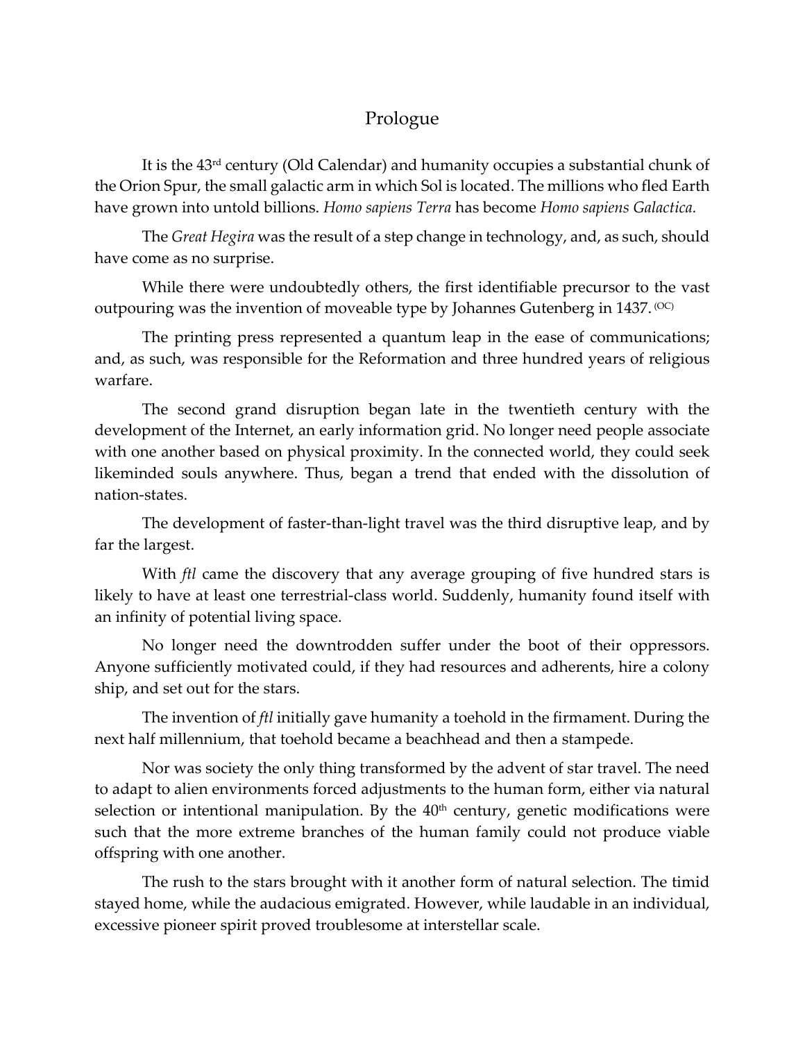# Prologue

It is the 43rd century (Old Calendar) and humanity occupies a substantial chunk of the Orion Spur, the small galactic arm in which Sol is located. The millions who fled Earth have grown into untold billions. *Homo sapiens Terra* has become *Homo sapiens Galactica.*

The *Great Hegira* was the result of a step change in technology, and, as such, should have come as no surprise.

While there were undoubtedly others, the first identifiable precursor to the vast outpouring was the invention of moveable type by Johannes Gutenberg in 1437. [(OC)]

The printing press represented a quantum leap in the ease of communications; and, as such, was responsible for the Reformation and three hundred years of religious warfare.

The second grand disruption began late in the twentieth century with the development of the Internet, an early information grid. No longer need people associate with one another based on physical proximity. In the connected world, they could seek likeminded souls anywhere. Thus, began a trend that ended with the dissolution of nation-states.

The development of faster-than-light travel was the third disruptive leap, and by far the largest.

With *ftl* came the discovery that any average grouping of five hundred stars is likely to have at least one terrestrial-class world. Suddenly, humanity found itself with an infinity of potential living space.

No longer need the downtrodden suffer under the boot of their oppressors. Anyone sufficiently motivated could, if they had resources and adherents, hire a colony ship, and set out for the stars.

The invention of *ftl* initially gave humanity a toehold in the firmament. During the next half millennium, that toehold became a beachhead and then a stampede.

Nor was society the only thing transformed by the advent of star travel. The need to adapt to alien environments forced adjustments to the human form, either via natural selection or intentional manipulation. By the 40th century, genetic modifications were such that the more extreme branches of the human family could not produce viable offspring with one another.

The rush to the stars brought with it another form of natural selection. The timid stayed home, while the audacious emigrated. However, while laudable in an individual, excessive pioneer spirit proved troublesome at interstellar scale.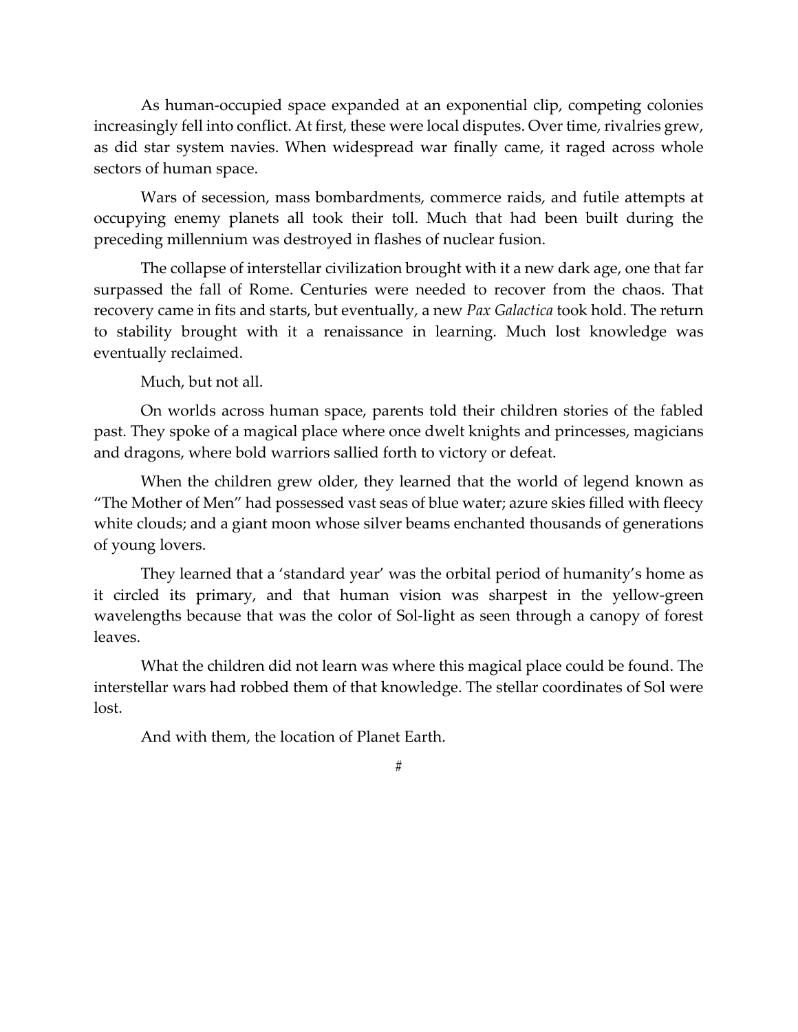As human-occupied space expanded at an exponential clip, competing colonies increasingly fell into conflict. At first, these were local disputes. Over time, rivalries grew, as did star system navies. When widespread war finally came, it raged across whole sectors of human space.

Wars of secession, mass bombardments, commerce raids, and futile attempts at occupying enemy planets all took their toll. Much that had been built during the preceding millennium was destroyed in flashes of nuclear fusion.

The collapse of interstellar civilization brought with it a new dark age, one that far surpassed the fall of Rome. Centuries were needed to recover from the chaos. That recovery came in fits and starts, but eventually, a new *Pax Galactica* took hold. The return to stability brought with it a renaissance in learning. Much lost knowledge was eventually reclaimed.

Much, but not all.

On worlds across human space, parents told their children stories of the fabled past. They spoke of a magical place where once dwelt knights and princesses, magicians and dragons, where bold warriors sallied forth to victory or defeat.

When the children grew older, they learned that the world of legend known as "The Mother of Men" had possessed vast seas of blue water; azure skies filled with fleecy white clouds; and a giant moon whose silver beams enchanted thousands of generations of young lovers.

They learned that a 'standard year' was the orbital period of humanity's home as it circled its primary, and that human vision was sharpest in the yellow-green wavelengths because that was the color of Sol-light as seen through a canopy of forest leaves.

What the children did not learn was where this magical place could be found. The interstellar wars had robbed them of that knowledge. The stellar coordinates of Sol were lost.

And with them, the location of Planet Earth.

#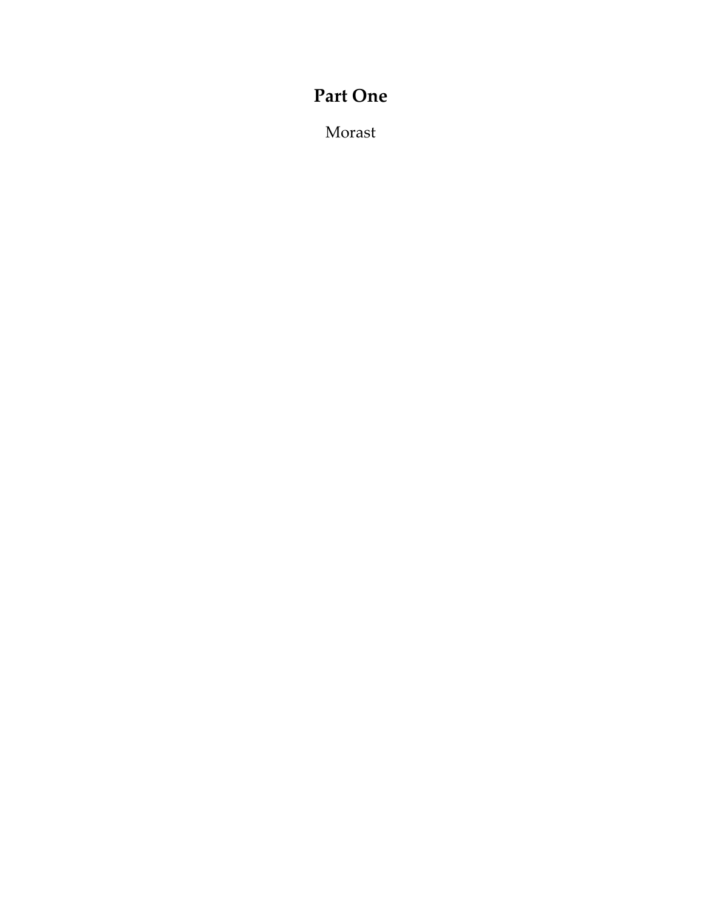# Part One

Morast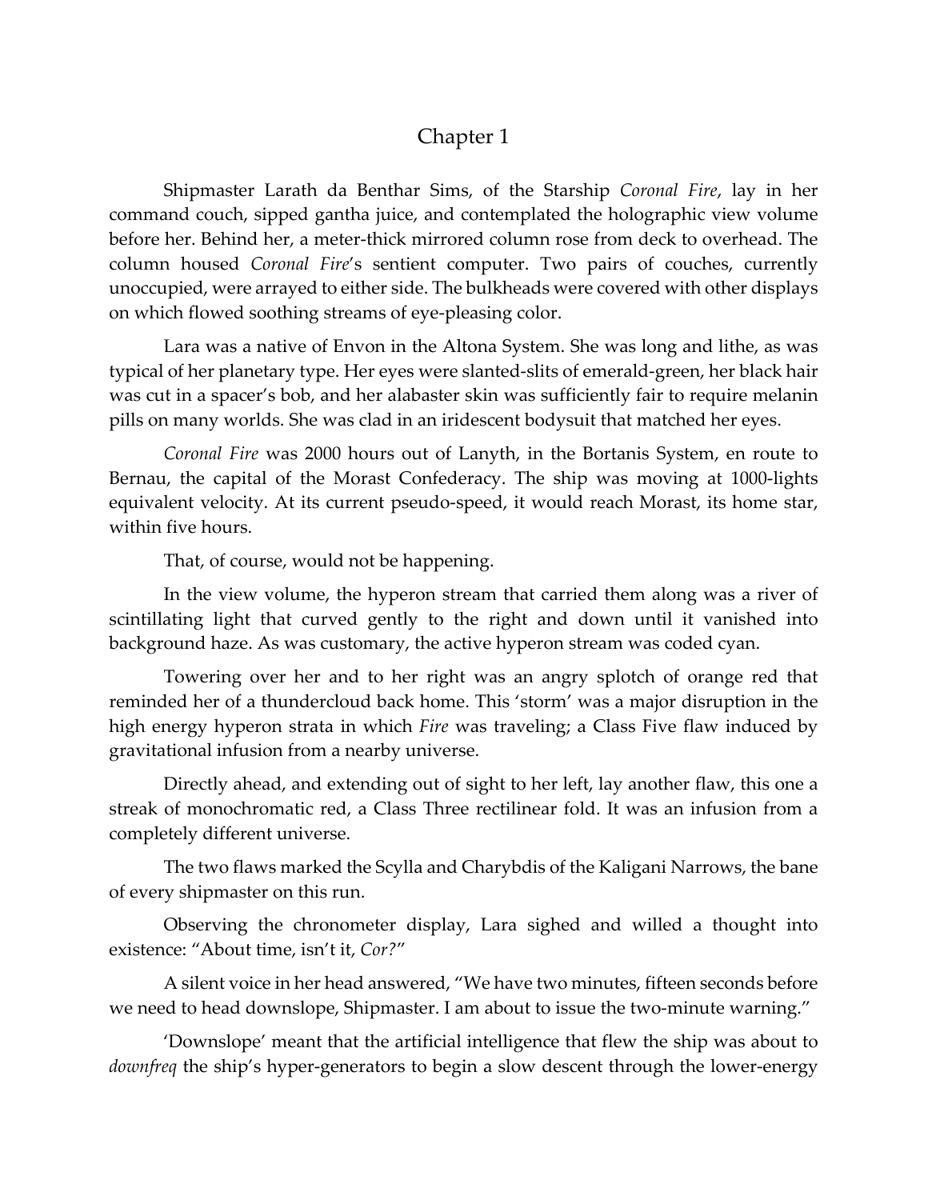# Chapter 1

Shipmaster Larath da Benthar Sims, of the Starship *Coronal Fire*, lay in her command couch, sipped gantha juice, and contemplated the holographic view volume before her. Behind her, a meter-thick mirrored column rose from deck to overhead. The column housed *Coronal Fire*'s sentient computer. Two pairs of couches, currently unoccupied, were arrayed to either side. The bulkheads were covered with other displays on which flowed soothing streams of eye-pleasing color.

Lara was a native of Envon in the Altona System. She was long and lithe, as was typical of her planetary type. Her eyes were slanted-slits of emerald-green, her black hair was cut in a spacer's bob, and her alabaster skin was sufficiently fair to require melanin pills on many worlds. She was clad in an iridescent bodysuit that matched her eyes.

*Coronal Fire* was 2000 hours out of Lanyth, in the Bortanis System, en route to Bernau, the capital of the Morast Confederacy. The ship was moving at 1000-lights equivalent velocity. At its current pseudo-speed, it would reach Morast, its home star, within five hours.

That, of course, would not be happening.

In the view volume, the hyperon stream that carried them along was a river of scintillating light that curved gently to the right and down until it vanished into background haze. As was customary, the active hyperon stream was coded cyan.

Towering over her and to her right was an angry splotch of orange red that reminded her of a thundercloud back home. This 'storm' was a major disruption in the high energy hyperon strata in which *Fire* was traveling; a Class Five flaw induced by gravitational infusion from a nearby universe.

Directly ahead, and extending out of sight to her left, lay another flaw, this one a streak of monochromatic red, a Class Three rectilinear fold. It was an infusion from a completely different universe.

The two flaws marked the Scylla and Charybdis of the Kaligani Narrows, the bane of every shipmaster on this run.

Observing the chronometer display, Lara sighed and willed a thought into existence: "About time, isn't it, *Cor?*"

A silent voice in her head answered, "We have two minutes, fifteen seconds before we need to head downslope, Shipmaster. I am about to issue the two-minute warning."

'Downslope' meant that the artificial intelligence that flew the ship was about to *downfreq* the ship's hyper-generators to begin a slow descent through the lower-energy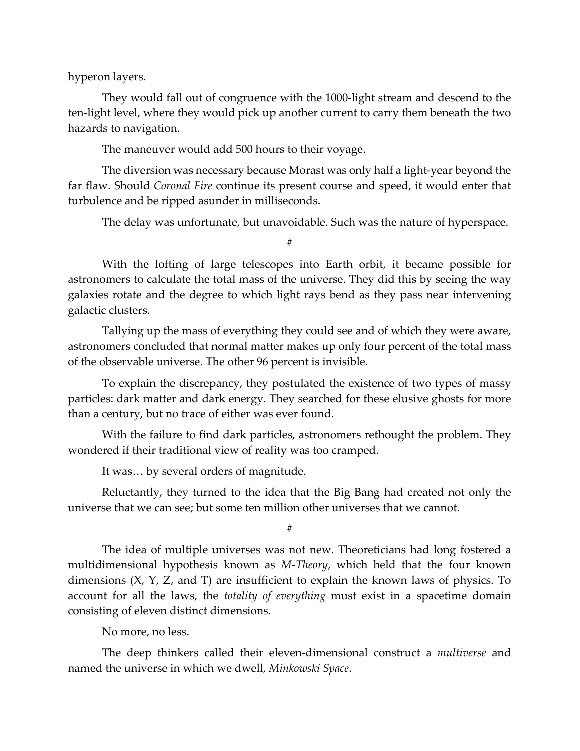hyperon layers.

They would fall out of congruence with the 1000-light stream and descend to the ten-light level, where they would pick up another current to carry them beneath the two hazards to navigation.

The maneuver would add 500 hours to their voyage.

The diversion was necessary because Morast was only half a light-year beyond the far flaw. Should *Coronal Fire* continue its present course and speed, it would enter that turbulence and be ripped asunder in milliseconds.

The delay was unfortunate, but unavoidable. Such was the nature of hyperspace.

#

With the lofting of large telescopes into Earth orbit, it became possible for astronomers to calculate the total mass of the universe. They did this by seeing the way galaxies rotate and the degree to which light rays bend as they pass near intervening galactic clusters.

Tallying up the mass of everything they could see and of which they were aware, astronomers concluded that normal matter makes up only four percent of the total mass of the observable universe. The other 96 percent is invisible.

To explain the discrepancy, they postulated the existence of two types of massy particles: dark matter and dark energy. They searched for these elusive ghosts for more than a century, but no trace of either was ever found.

With the failure to find dark particles, astronomers rethought the problem. They wondered if their traditional view of reality was too cramped.

It was… by several orders of magnitude.

Reluctantly, they turned to the idea that the Big Bang had created not only the universe that we can see; but some ten million other universes that we cannot.

#

The idea of multiple universes was not new. Theoreticians had long fostered a multidimensional hypothesis known as *M-Theory*, which held that the four known dimensions (X, Y, Z, and T) are insufficient to explain the known laws of physics. To account for all the laws, the *totality of everything* must exist in a spacetime domain consisting of eleven distinct dimensions.

No more, no less.

The deep thinkers called their eleven-dimensional construct a *multiverse* and named the universe in which we dwell, *Minkowski Space*.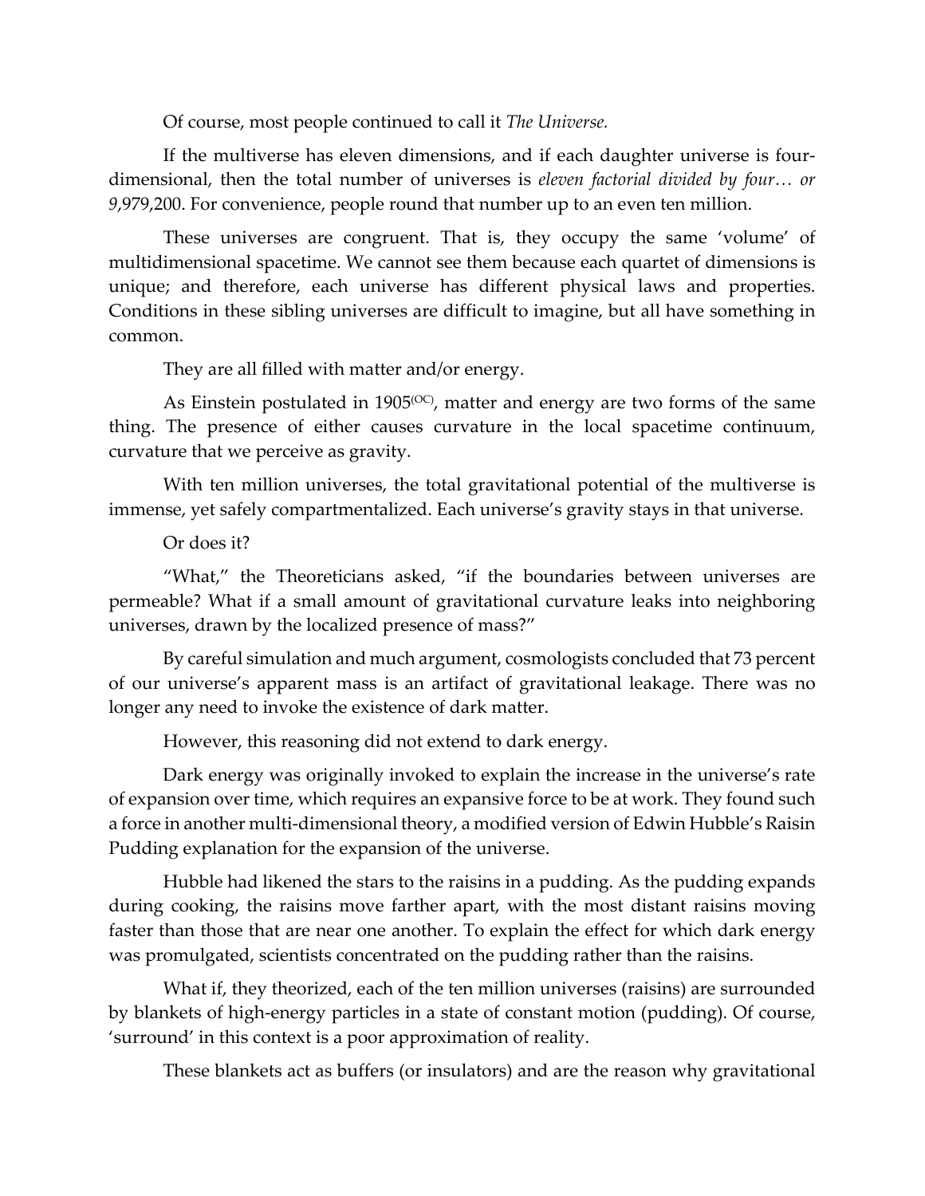Of course, most people continued to call it *The Universe.*

If the multiverse has eleven dimensions, and if each daughter universe is four-dimensional, then the total number of universes is *eleven factorial divided by four… or 9*,979,200. For convenience, people round that number up to an even ten million.

These universes are congruent. That is, they occupy the same 'volume' of multidimensional spacetime. We cannot see them because each quartet of dimensions is unique; and therefore, each universe has different physical laws and properties. Conditions in these sibling universes are difficult to imagine, but all have something in common.

They are all filled with matter and/or energy.

As Einstein postulated in 1905[(OC)], matter and energy are two forms of the same thing. The presence of either causes curvature in the local spacetime continuum, curvature that we perceive as gravity.

With ten million universes, the total gravitational potential of the multiverse is immense, yet safely compartmentalized. Each universe's gravity stays in that universe.

Or does it?

"What," the Theoreticians asked, "if the boundaries between universes are permeable? What if a small amount of gravitational curvature leaks into neighboring universes, drawn by the localized presence of mass?"

By careful simulation and much argument, cosmologists concluded that 73 percent of our universe's apparent mass is an artifact of gravitational leakage. There was no longer any need to invoke the existence of dark matter.

However, this reasoning did not extend to dark energy.

Dark energy was originally invoked to explain the increase in the universe's rate of expansion over time, which requires an expansive force to be at work. They found such a force in another multi-dimensional theory, a modified version of Edwin Hubble's Raisin Pudding explanation for the expansion of the universe.

Hubble had likened the stars to the raisins in a pudding. As the pudding expands during cooking, the raisins move farther apart, with the most distant raisins moving faster than those that are near one another. To explain the effect for which dark energy was promulgated, scientists concentrated on the pudding rather than the raisins.

What if, they theorized, each of the ten million universes (raisins) are surrounded by blankets of high-energy particles in a state of constant motion (pudding). Of course, 'surround' in this context is a poor approximation of reality.

These blankets act as buffers (or insulators) and are the reason why gravitational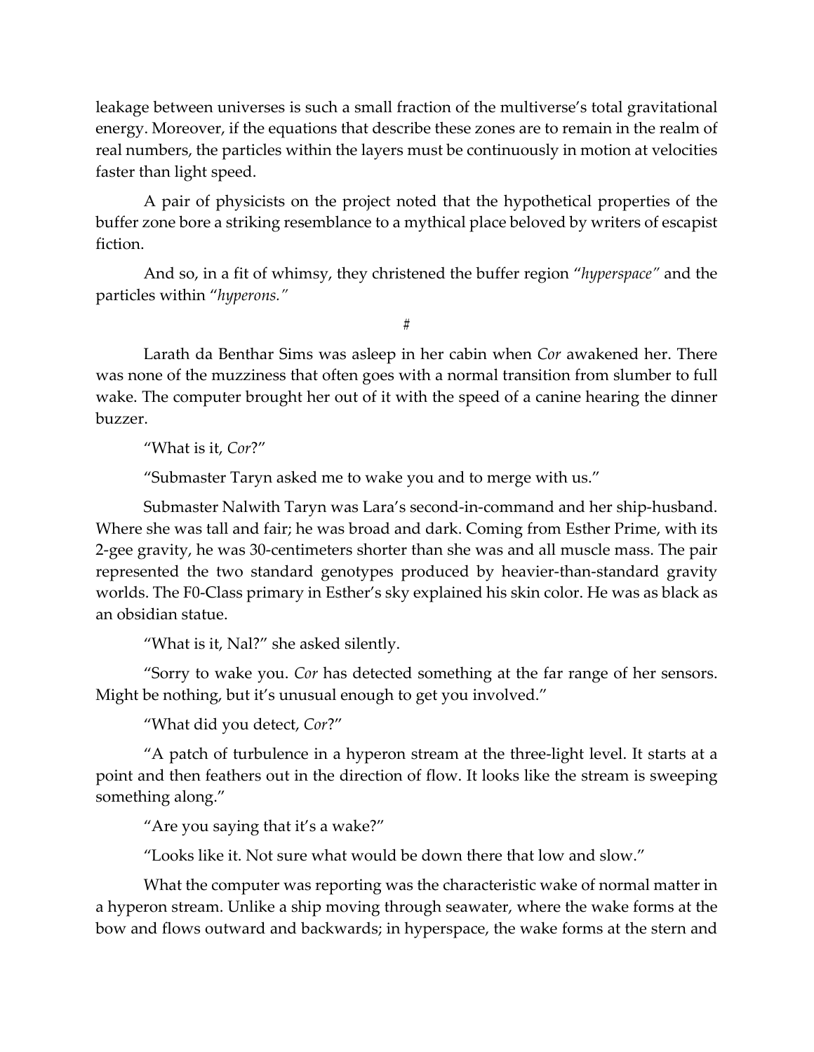leakage between universes is such a small fraction of the multiverse's total gravitational energy. Moreover, if the equations that describe these zones are to remain in the realm of real numbers, the particles within the layers must be continuously in motion at velocities faster than light speed.

A pair of physicists on the project noted that the hypothetical properties of the buffer zone bore a striking resemblance to a mythical place beloved by writers of escapist fiction.

And so, in a fit of whimsy, they christened the buffer region "*hyperspace"* and the particles within "*hyperons."*

#

Larath da Benthar Sims was asleep in her cabin when *Cor* awakened her. There was none of the muzziness that often goes with a normal transition from slumber to full wake. The computer brought her out of it with the speed of a canine hearing the dinner buzzer.

"What is it, *Cor*?"

"Submaster Taryn asked me to wake you and to merge with us."

Submaster Nalwith Taryn was Lara's second-in-command and her ship-husband. Where she was tall and fair; he was broad and dark. Coming from Esther Prime, with its 2-gee gravity, he was 30-centimeters shorter than she was and all muscle mass. The pair represented the two standard genotypes produced by heavier-than-standard gravity worlds. The F0-Class primary in Esther's sky explained his skin color. He was as black as an obsidian statue.

"What is it, Nal?" she asked silently.

"Sorry to wake you. *Cor* has detected something at the far range of her sensors. Might be nothing, but it's unusual enough to get you involved."

"What did you detect, *Cor*?"

"A patch of turbulence in a hyperon stream at the three-light level. It starts at a point and then feathers out in the direction of flow. It looks like the stream is sweeping something along."

"Are you saying that it's a wake?"

"Looks like it. Not sure what would be down there that low and slow."

What the computer was reporting was the characteristic wake of normal matter in a hyperon stream. Unlike a ship moving through seawater, where the wake forms at the bow and flows outward and backwards; in hyperspace, the wake forms at the stern and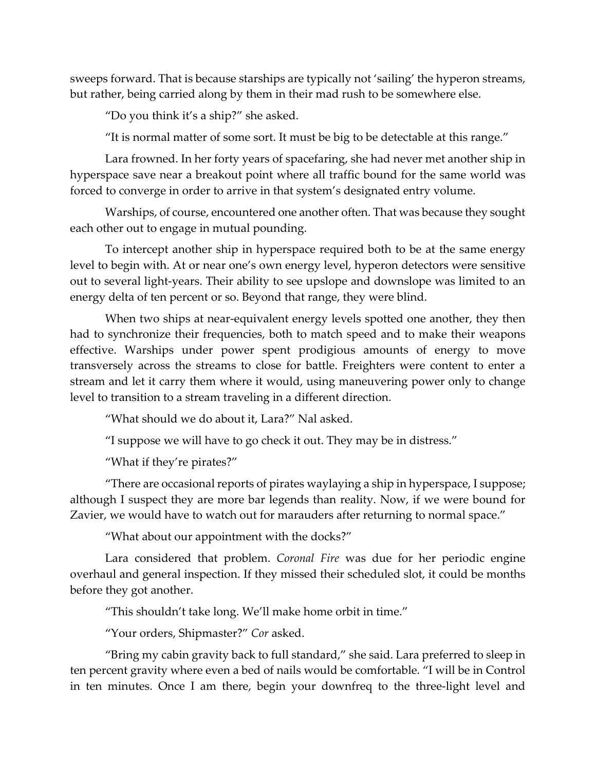sweeps forward. That is because starships are typically not 'sailing' the hyperon streams, but rather, being carried along by them in their mad rush to be somewhere else.

"Do you think it's a ship?" she asked.

"It is normal matter of some sort. It must be big to be detectable at this range."

Lara frowned. In her forty years of spacefaring, she had never met another ship in hyperspace save near a breakout point where all traffic bound for the same world was forced to converge in order to arrive in that system's designated entry volume.

Warships, of course, encountered one another often. That was because they sought each other out to engage in mutual pounding.

To intercept another ship in hyperspace required both to be at the same energy level to begin with. At or near one's own energy level, hyperon detectors were sensitive out to several light-years. Their ability to see upslope and downslope was limited to an energy delta of ten percent or so. Beyond that range, they were blind.

When two ships at near-equivalent energy levels spotted one another, they then had to synchronize their frequencies, both to match speed and to make their weapons effective. Warships under power spent prodigious amounts of energy to move transversely across the streams to close for battle. Freighters were content to enter a stream and let it carry them where it would, using maneuvering power only to change level to transition to a stream traveling in a different direction.

"What should we do about it, Lara?" Nal asked.

"I suppose we will have to go check it out. They may be in distress."

"What if they're pirates?"

"There are occasional reports of pirates waylaying a ship in hyperspace, I suppose; although I suspect they are more bar legends than reality. Now, if we were bound for Zavier, we would have to watch out for marauders after returning to normal space."

"What about our appointment with the docks?"

Lara considered that problem. *Coronal Fire* was due for her periodic engine overhaul and general inspection. If they missed their scheduled slot, it could be months before they got another.

"This shouldn't take long. We'll make home orbit in time."

"Your orders, Shipmaster?" *Cor* asked.

"Bring my cabin gravity back to full standard," she said. Lara preferred to sleep in ten percent gravity where even a bed of nails would be comfortable. "I will be in Control in ten minutes. Once I am there, begin your downfreq to the three-light level and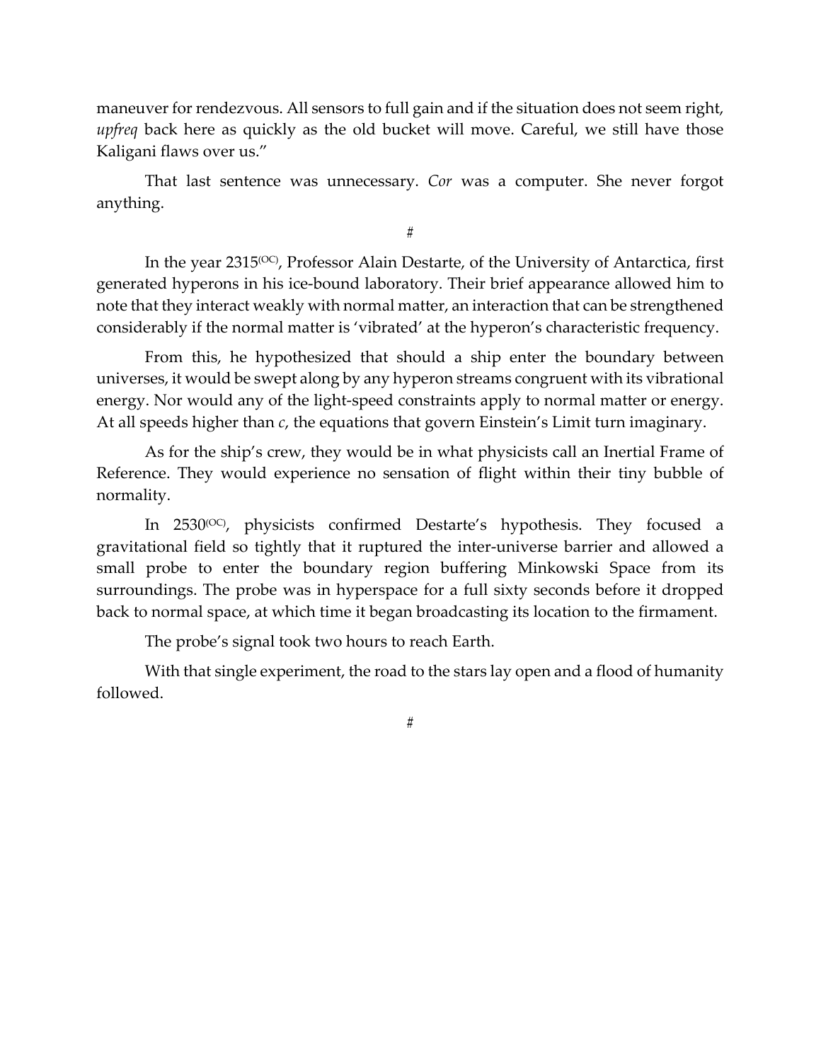maneuver for rendezvous. All sensors to full gain and if the situation does not seem right, *upfreq* back here as quickly as the old bucket will move. Careful, we still have those Kaligani flaws over us."

That last sentence was unnecessary. *Cor* was a computer. She never forgot anything.

#

In the year 2315(OC), Professor Alain Destarte, of the University of Antarctica, first generated hyperons in his ice-bound laboratory. Their brief appearance allowed him to note that they interact weakly with normal matter, an interaction that can be strengthened considerably if the normal matter is 'vibrated' at the hyperon's characteristic frequency.

From this, he hypothesized that should a ship enter the boundary between universes, it would be swept along by any hyperon streams congruent with its vibrational energy. Nor would any of the light-speed constraints apply to normal matter or energy. At all speeds higher than *c*, the equations that govern Einstein's Limit turn imaginary.

As for the ship's crew, they would be in what physicists call an Inertial Frame of Reference. They would experience no sensation of flight within their tiny bubble of normality.

In 2530(OC), physicists confirmed Destarte's hypothesis. They focused a gravitational field so tightly that it ruptured the inter-universe barrier and allowed a small probe to enter the boundary region buffering Minkowski Space from its surroundings. The probe was in hyperspace for a full sixty seconds before it dropped back to normal space, at which time it began broadcasting its location to the firmament.

The probe's signal took two hours to reach Earth.

With that single experiment, the road to the stars lay open and a flood of humanity followed.

#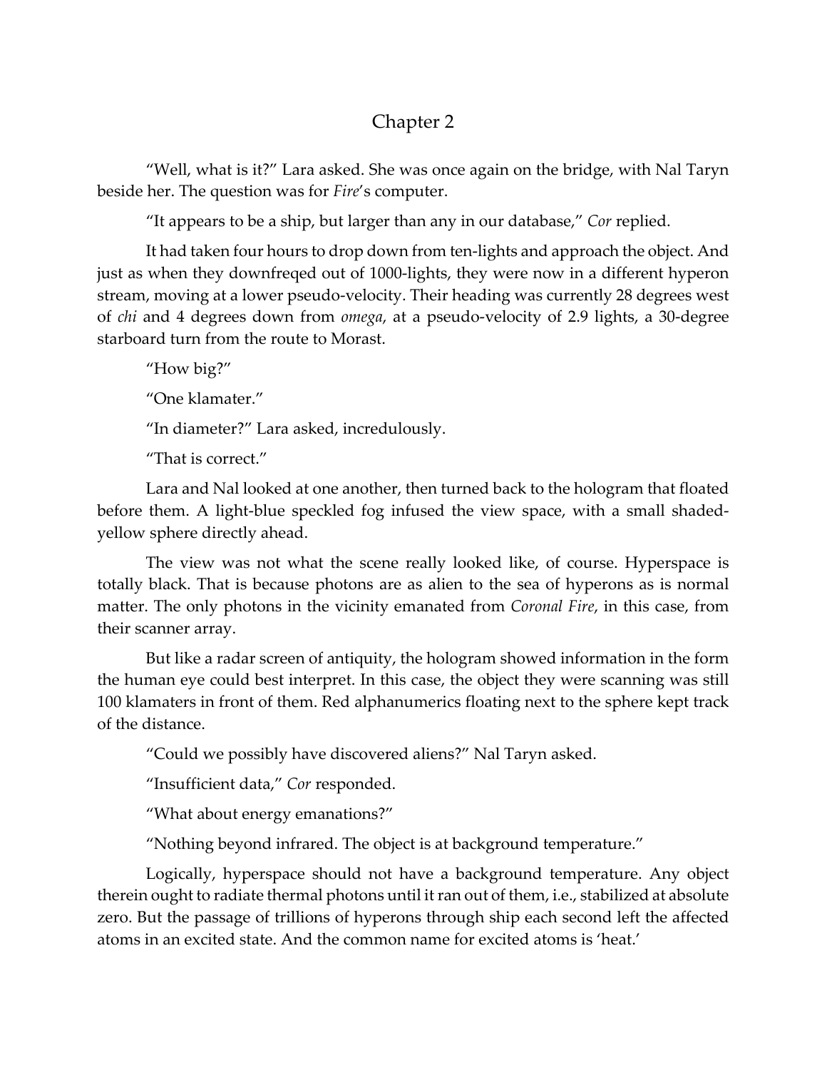# Chapter 2

"Well, what is it?" Lara asked. She was once again on the bridge, with Nal Taryn beside her. The question was for *Fire*'s computer.

"It appears to be a ship, but larger than any in our database," *Cor* replied.

It had taken four hours to drop down from ten-lights and approach the object. And just as when they downfreqed out of 1000-lights, they were now in a different hyperon stream, moving at a lower pseudo-velocity. Their heading was currently 28 degrees west of *chi* and 4 degrees down from *omega*, at a pseudo-velocity of 2.9 lights, a 30-degree starboard turn from the route to Morast.

"How big?"

"One klamater."

"In diameter?" Lara asked, incredulously.

"That is correct."

Lara and Nal looked at one another, then turned back to the hologram that floated before them. A light-blue speckled fog infused the view space, with a small shaded-yellow sphere directly ahead.

The view was not what the scene really looked like, of course. Hyperspace is totally black. That is because photons are as alien to the sea of hyperons as is normal matter. The only photons in the vicinity emanated from *Coronal Fire*, in this case, from their scanner array.

But like a radar screen of antiquity, the hologram showed information in the form the human eye could best interpret. In this case, the object they were scanning was still 100 klamaters in front of them. Red alphanumerics floating next to the sphere kept track of the distance.

"Could we possibly have discovered aliens?" Nal Taryn asked.

"Insufficient data," *Cor* responded.

"What about energy emanations?"

"Nothing beyond infrared. The object is at background temperature."

Logically, hyperspace should not have a background temperature. Any object therein ought to radiate thermal photons until it ran out of them, i.e., stabilized at absolute zero. But the passage of trillions of hyperons through ship each second left the affected atoms in an excited state. And the common name for excited atoms is 'heat.'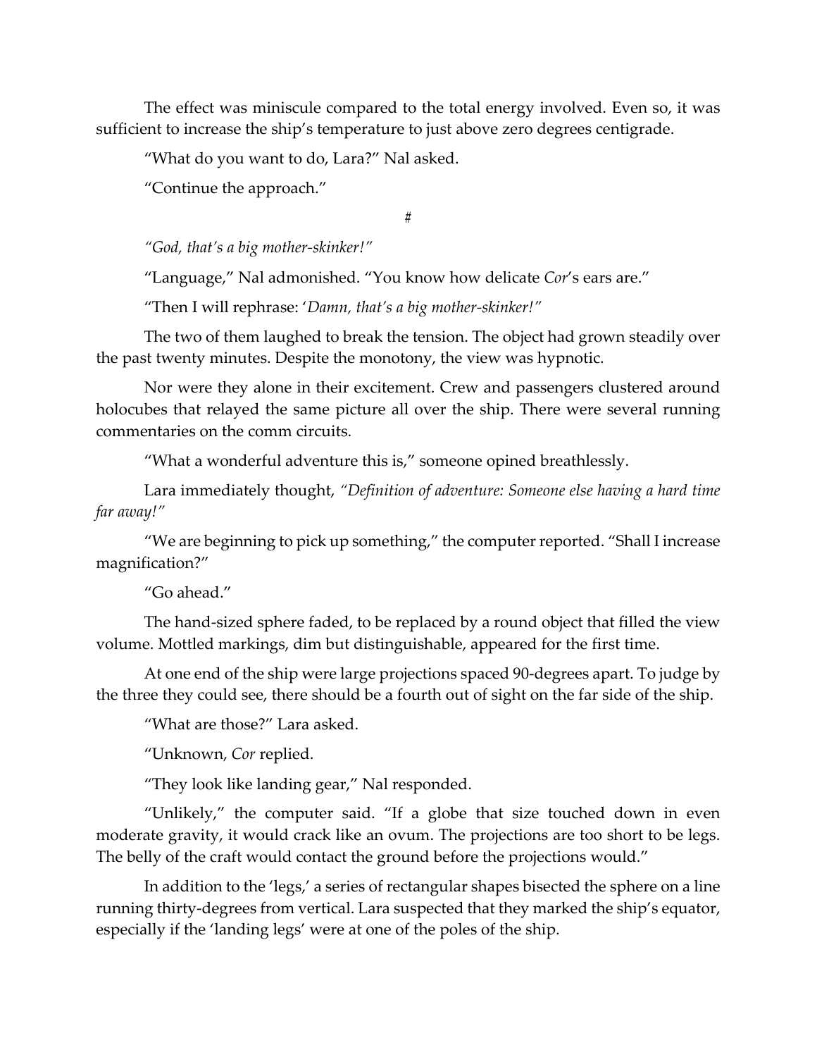The effect was miniscule compared to the total energy involved. Even so, it was sufficient to increase the ship's temperature to just above zero degrees centigrade.

"What do you want to do, Lara?" Nal asked.

"Continue the approach."

#

*"God, that's a big mother-skinker!"*

"Language," Nal admonished. "You know how delicate *Cor*'s ears are."

"Then I will rephrase: '*Damn, that's a big mother-skinker!"*

The two of them laughed to break the tension. The object had grown steadily over the past twenty minutes. Despite the monotony, the view was hypnotic.

Nor were they alone in their excitement. Crew and passengers clustered around holocubes that relayed the same picture all over the ship. There were several running commentaries on the comm circuits.

"What a wonderful adventure this is," someone opined breathlessly.

Lara immediately thought, *"Definition of adventure: Someone else having a hard time far away!"*

"We are beginning to pick up something," the computer reported. "Shall I increase magnification?"

"Go ahead."

The hand-sized sphere faded, to be replaced by a round object that filled the view volume. Mottled markings, dim but distinguishable, appeared for the first time.

At one end of the ship were large projections spaced 90-degrees apart. To judge by the three they could see, there should be a fourth out of sight on the far side of the ship.

"What are those?" Lara asked.

"Unknown, *Cor* replied.

"They look like landing gear," Nal responded.

"Unlikely," the computer said. "If a globe that size touched down in even moderate gravity, it would crack like an ovum. The projections are too short to be legs. The belly of the craft would contact the ground before the projections would."

In addition to the 'legs,' a series of rectangular shapes bisected the sphere on a line running thirty-degrees from vertical. Lara suspected that they marked the ship's equator, especially if the 'landing legs' were at one of the poles of the ship.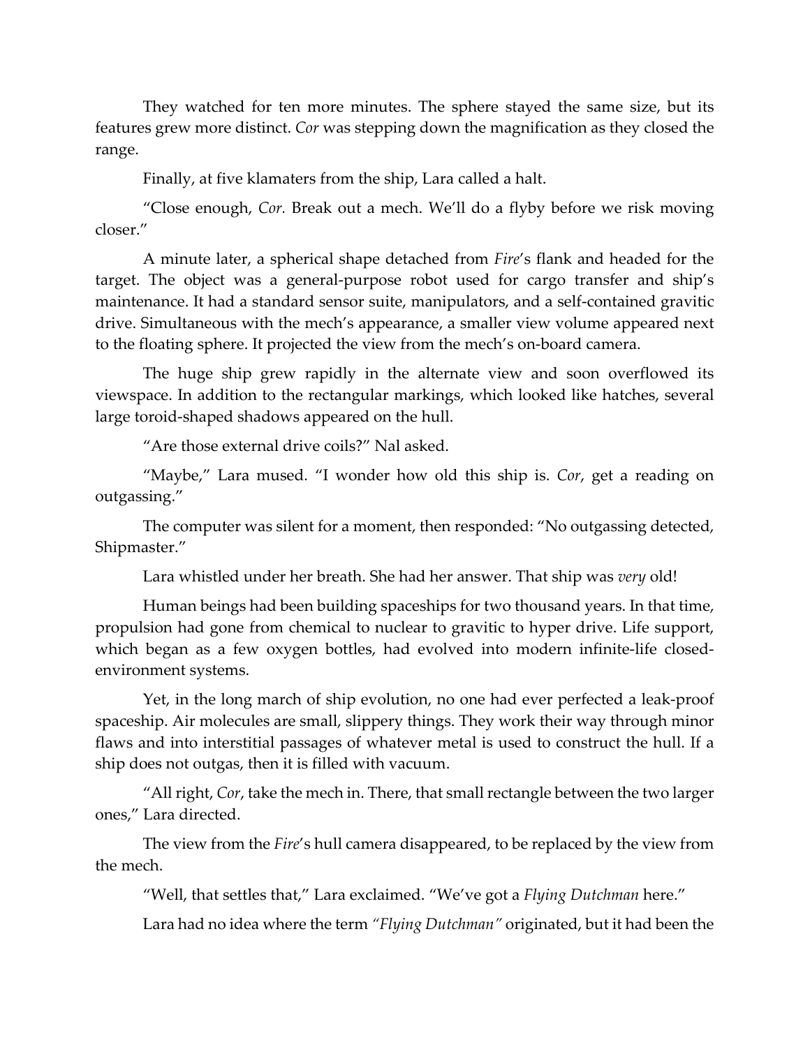They watched for ten more minutes. The sphere stayed the same size, but its features grew more distinct. *Cor* was stepping down the magnification as they closed the range.

Finally, at five klamaters from the ship, Lara called a halt.

"Close enough, *Cor.* Break out a mech. We'll do a flyby before we risk moving closer."

A minute later, a spherical shape detached from *Fire*'s flank and headed for the target. The object was a general-purpose robot used for cargo transfer and ship's maintenance. It had a standard sensor suite, manipulators, and a self-contained gravitic drive. Simultaneous with the mech's appearance, a smaller view volume appeared next to the floating sphere. It projected the view from the mech's on-board camera.

The huge ship grew rapidly in the alternate view and soon overflowed its viewspace. In addition to the rectangular markings, which looked like hatches, several large toroid-shaped shadows appeared on the hull.

"Are those external drive coils?" Nal asked.

"Maybe," Lara mused. "I wonder how old this ship is. *Cor*, get a reading on outgassing."

The computer was silent for a moment, then responded: "No outgassing detected, Shipmaster."

Lara whistled under her breath. She had her answer. That ship was *very* old!

Human beings had been building spaceships for two thousand years. In that time, propulsion had gone from chemical to nuclear to gravitic to hyper drive. Life support, which began as a few oxygen bottles, had evolved into modern infinite-life closed-environment systems.

Yet, in the long march of ship evolution, no one had ever perfected a leak-proof spaceship. Air molecules are small, slippery things. They work their way through minor flaws and into interstitial passages of whatever metal is used to construct the hull. If a ship does not outgas, then it is filled with vacuum.

"All right, *Cor*, take the mech in. There, that small rectangle between the two larger ones," Lara directed.

The view from the *Fire*'s hull camera disappeared, to be replaced by the view from the mech.

"Well, that settles that," Lara exclaimed. "We've got a *Flying Dutchman* here."

Lara had no idea where the term *"Flying Dutchman"* originated, but it had been the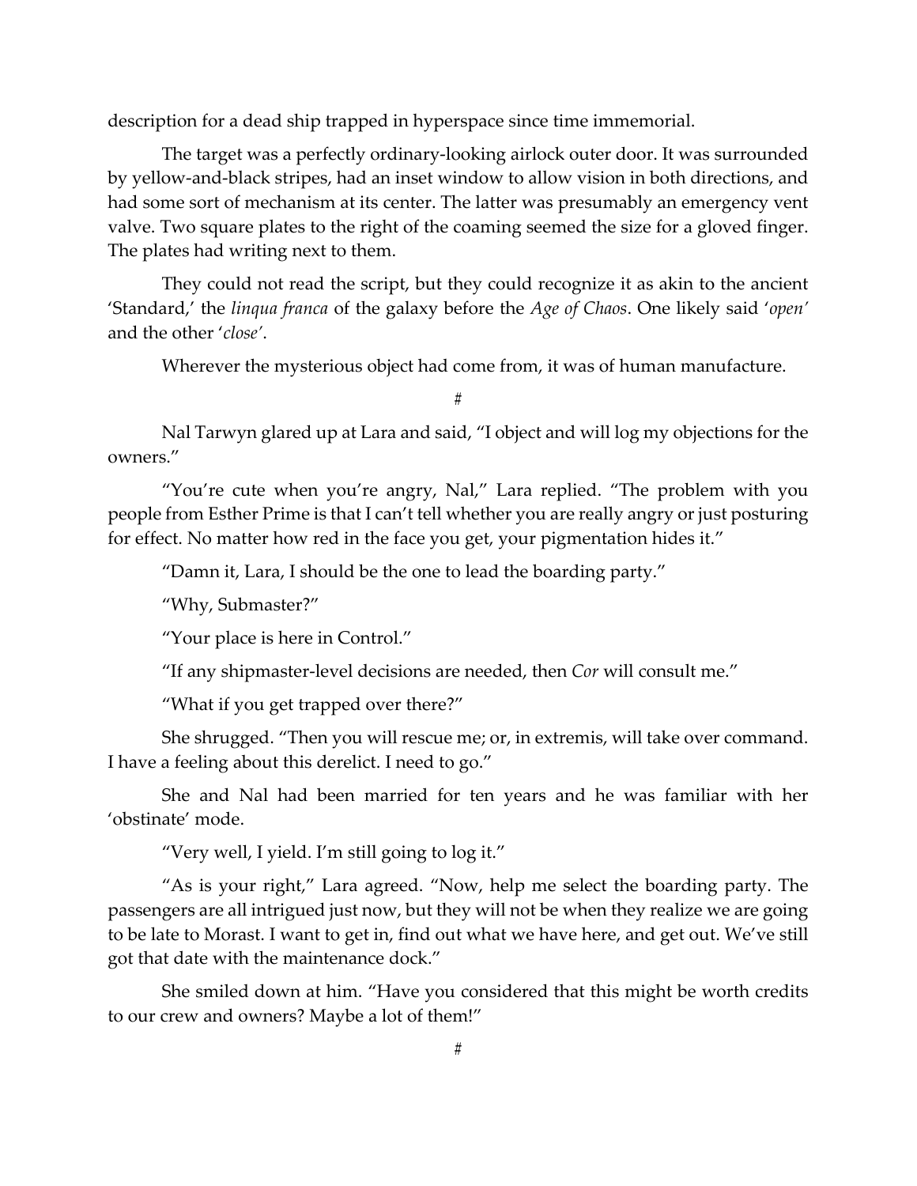description for a dead ship trapped in hyperspace since time immemorial.

The target was a perfectly ordinary-looking airlock outer door. It was surrounded by yellow-and-black stripes, had an inset window to allow vision in both directions, and had some sort of mechanism at its center. The latter was presumably an emergency vent valve. Two square plates to the right of the coaming seemed the size for a gloved finger. The plates had writing next to them.

They could not read the script, but they could recognize it as akin to the ancient 'Standard,' the *linqua franca* of the galaxy before the *Age of Chaos*. One likely said '*open'* and the other '*close'*.

Wherever the mysterious object had come from, it was of human manufacture.

#

Nal Tarwyn glared up at Lara and said, "I object and will log my objections for the owners."

"You're cute when you're angry, Nal," Lara replied. "The problem with you people from Esther Prime is that I can't tell whether you are really angry or just posturing for effect. No matter how red in the face you get, your pigmentation hides it."

"Damn it, Lara, I should be the one to lead the boarding party."

"Why, Submaster?"

"Your place is here in Control."

"If any shipmaster-level decisions are needed, then *Cor* will consult me."

"What if you get trapped over there?"

She shrugged. "Then you will rescue me; or, in extremis, will take over command. I have a feeling about this derelict. I need to go."

She and Nal had been married for ten years and he was familiar with her 'obstinate' mode.

"Very well, I yield. I'm still going to log it."

"As is your right," Lara agreed. "Now, help me select the boarding party. The passengers are all intrigued just now, but they will not be when they realize we are going to be late to Morast. I want to get in, find out what we have here, and get out. We've still got that date with the maintenance dock."

She smiled down at him. "Have you considered that this might be worth credits to our crew and owners? Maybe a lot of them!"

#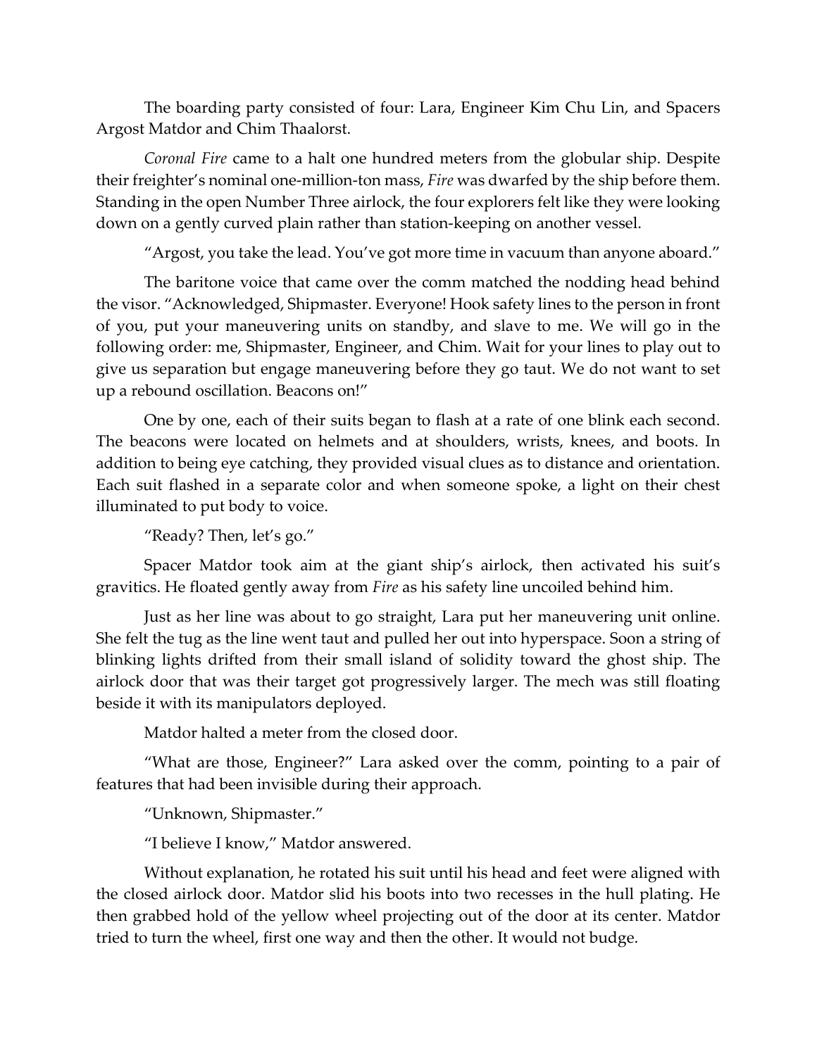The boarding party consisted of four: Lara, Engineer Kim Chu Lin, and Spacers Argost Matdor and Chim Thaalorst.

*Coronal Fire* came to a halt one hundred meters from the globular ship. Despite their freighter's nominal one-million-ton mass, *Fire* was dwarfed by the ship before them. Standing in the open Number Three airlock, the four explorers felt like they were looking down on a gently curved plain rather than station-keeping on another vessel.

"Argost, you take the lead. You've got more time in vacuum than anyone aboard."

The baritone voice that came over the comm matched the nodding head behind the visor. "Acknowledged, Shipmaster. Everyone! Hook safety lines to the person in front of you, put your maneuvering units on standby, and slave to me. We will go in the following order: me, Shipmaster, Engineer, and Chim. Wait for your lines to play out to give us separation but engage maneuvering before they go taut. We do not want to set up a rebound oscillation. Beacons on!"

One by one, each of their suits began to flash at a rate of one blink each second. The beacons were located on helmets and at shoulders, wrists, knees, and boots. In addition to being eye catching, they provided visual clues as to distance and orientation. Each suit flashed in a separate color and when someone spoke, a light on their chest illuminated to put body to voice.

"Ready? Then, let's go."

Spacer Matdor took aim at the giant ship's airlock, then activated his suit's gravitics. He floated gently away from *Fire* as his safety line uncoiled behind him.

Just as her line was about to go straight, Lara put her maneuvering unit online. She felt the tug as the line went taut and pulled her out into hyperspace. Soon a string of blinking lights drifted from their small island of solidity toward the ghost ship. The airlock door that was their target got progressively larger. The mech was still floating beside it with its manipulators deployed.

Matdor halted a meter from the closed door.

"What are those, Engineer?" Lara asked over the comm, pointing to a pair of features that had been invisible during their approach.

"Unknown, Shipmaster."

"I believe I know," Matdor answered.

Without explanation, he rotated his suit until his head and feet were aligned with the closed airlock door. Matdor slid his boots into two recesses in the hull plating. He then grabbed hold of the yellow wheel projecting out of the door at its center. Matdor tried to turn the wheel, first one way and then the other. It would not budge.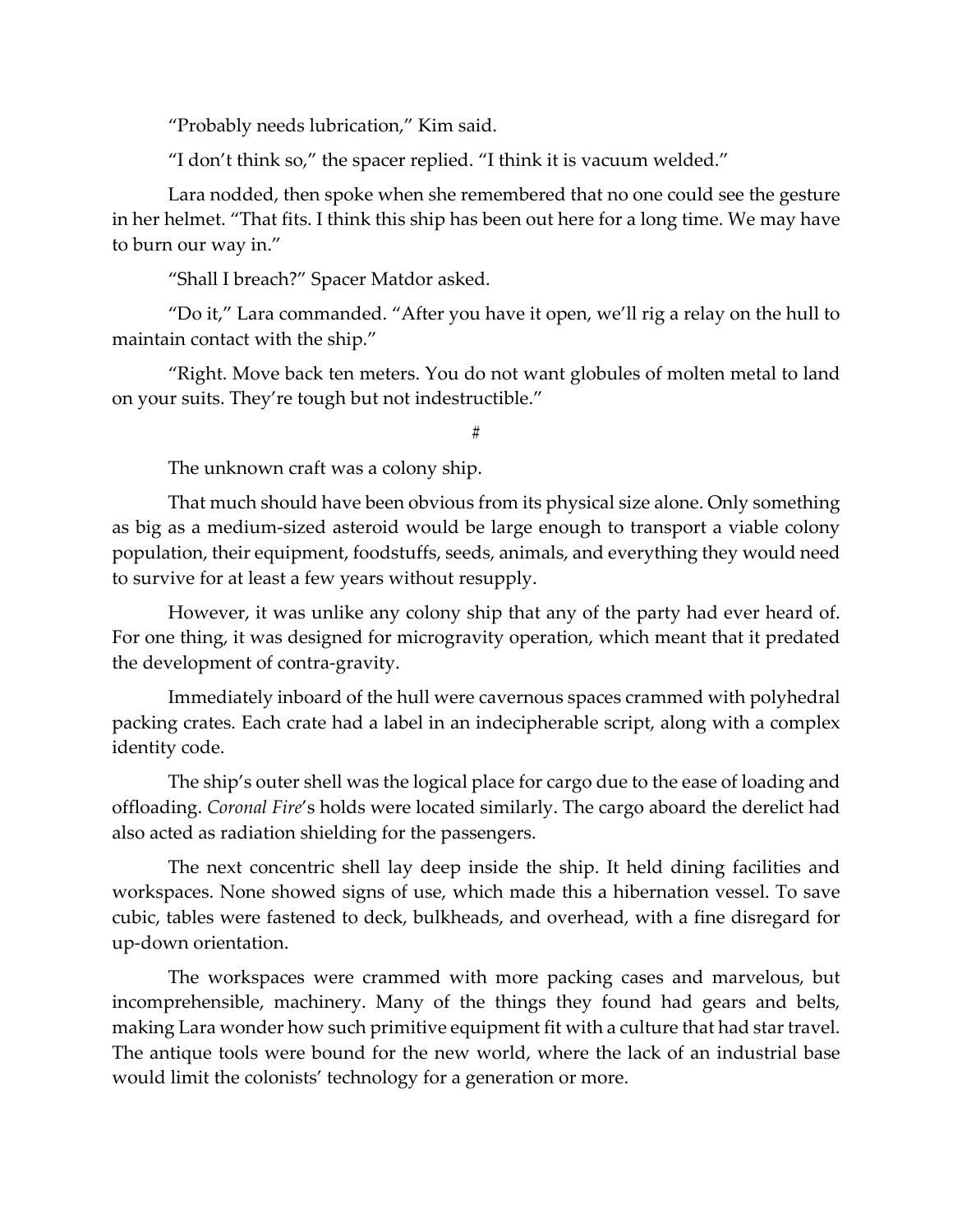"Probably needs lubrication," Kim said.

"I don't think so," the spacer replied. "I think it is vacuum welded."

Lara nodded, then spoke when she remembered that no one could see the gesture in her helmet. "That fits. I think this ship has been out here for a long time. We may have to burn our way in."

"Shall I breach?" Spacer Matdor asked.

"Do it," Lara commanded. "After you have it open, we'll rig a relay on the hull to maintain contact with the ship."

"Right. Move back ten meters. You do not want globules of molten metal to land on your suits. They're tough but not indestructible."

#

The unknown craft was a colony ship.

That much should have been obvious from its physical size alone. Only something as big as a medium-sized asteroid would be large enough to transport a viable colony population, their equipment, foodstuffs, seeds, animals, and everything they would need to survive for at least a few years without resupply.

However, it was unlike any colony ship that any of the party had ever heard of. For one thing, it was designed for microgravity operation, which meant that it predated the development of contra-gravity.

Immediately inboard of the hull were cavernous spaces crammed with polyhedral packing crates. Each crate had a label in an indecipherable script, along with a complex identity code.

The ship's outer shell was the logical place for cargo due to the ease of loading and offloading. *Coronal Fire*'s holds were located similarly. The cargo aboard the derelict had also acted as radiation shielding for the passengers.

The next concentric shell lay deep inside the ship. It held dining facilities and workspaces. None showed signs of use, which made this a hibernation vessel. To save cubic, tables were fastened to deck, bulkheads, and overhead, with a fine disregard for up-down orientation.

The workspaces were crammed with more packing cases and marvelous, but incomprehensible, machinery. Many of the things they found had gears and belts, making Lara wonder how such primitive equipment fit with a culture that had star travel. The antique tools were bound for the new world, where the lack of an industrial base would limit the colonists' technology for a generation or more.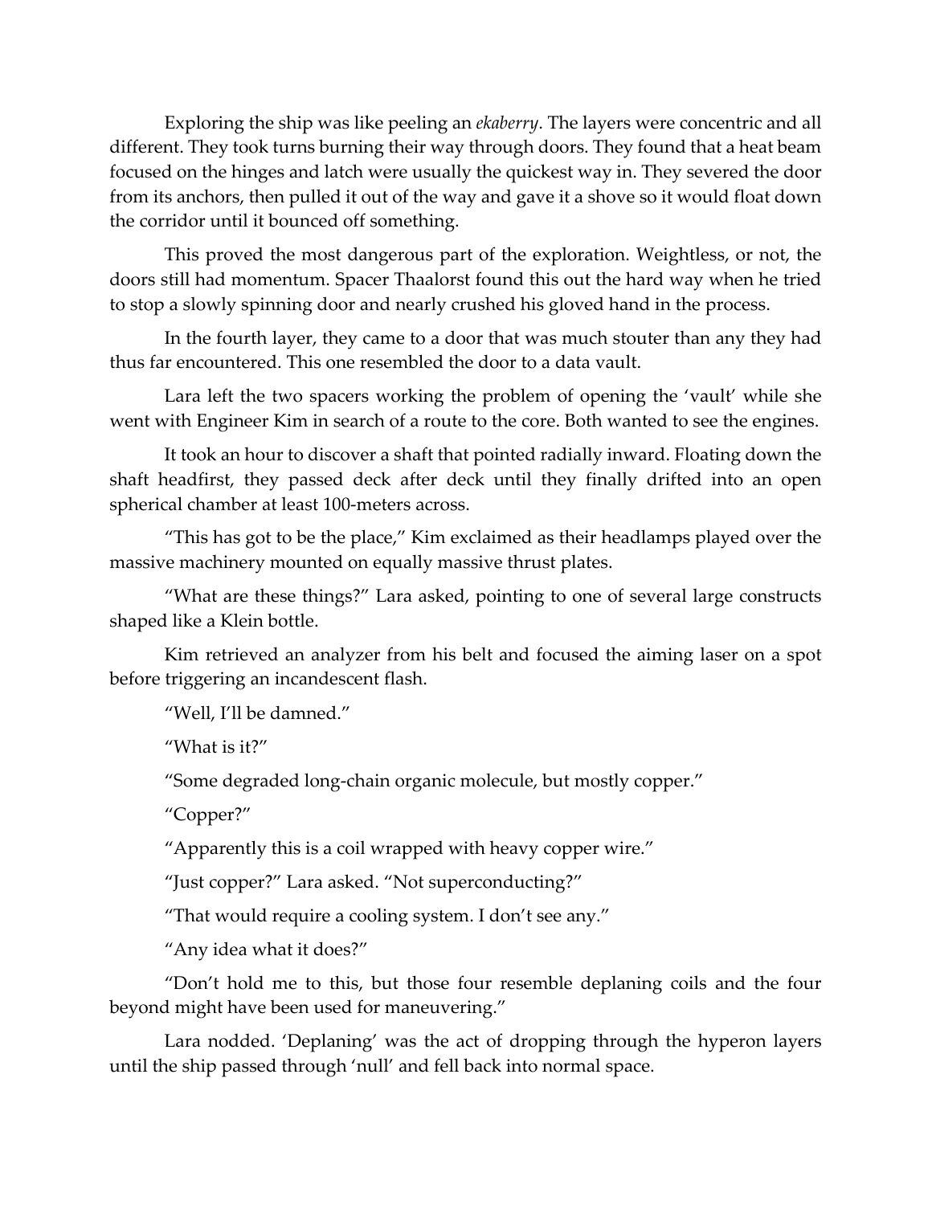Exploring the ship was like peeling an *ekaberry*. The layers were concentric and all different. They took turns burning their way through doors. They found that a heat beam focused on the hinges and latch were usually the quickest way in. They severed the door from its anchors, then pulled it out of the way and gave it a shove so it would float down the corridor until it bounced off something.

This proved the most dangerous part of the exploration. Weightless, or not, the doors still had momentum. Spacer Thaalorst found this out the hard way when he tried to stop a slowly spinning door and nearly crushed his gloved hand in the process.

In the fourth layer, they came to a door that was much stouter than any they had thus far encountered. This one resembled the door to a data vault.

Lara left the two spacers working the problem of opening the 'vault' while she went with Engineer Kim in search of a route to the core. Both wanted to see the engines.

It took an hour to discover a shaft that pointed radially inward. Floating down the shaft headfirst, they passed deck after deck until they finally drifted into an open spherical chamber at least 100-meters across.

"This has got to be the place," Kim exclaimed as their headlamps played over the massive machinery mounted on equally massive thrust plates.

"What are these things?" Lara asked, pointing to one of several large constructs shaped like a Klein bottle.

Kim retrieved an analyzer from his belt and focused the aiming laser on a spot before triggering an incandescent flash.

"Well, I'll be damned."

"What is it?"

"Some degraded long-chain organic molecule, but mostly copper."

"Copper?"

"Apparently this is a coil wrapped with heavy copper wire."

"Just copper?" Lara asked. "Not superconducting?"

"That would require a cooling system. I don't see any."

"Any idea what it does?"

"Don't hold me to this, but those four resemble deplaning coils and the four beyond might have been used for maneuvering."

Lara nodded. 'Deplaning' was the act of dropping through the hyperon layers until the ship passed through 'null' and fell back into normal space.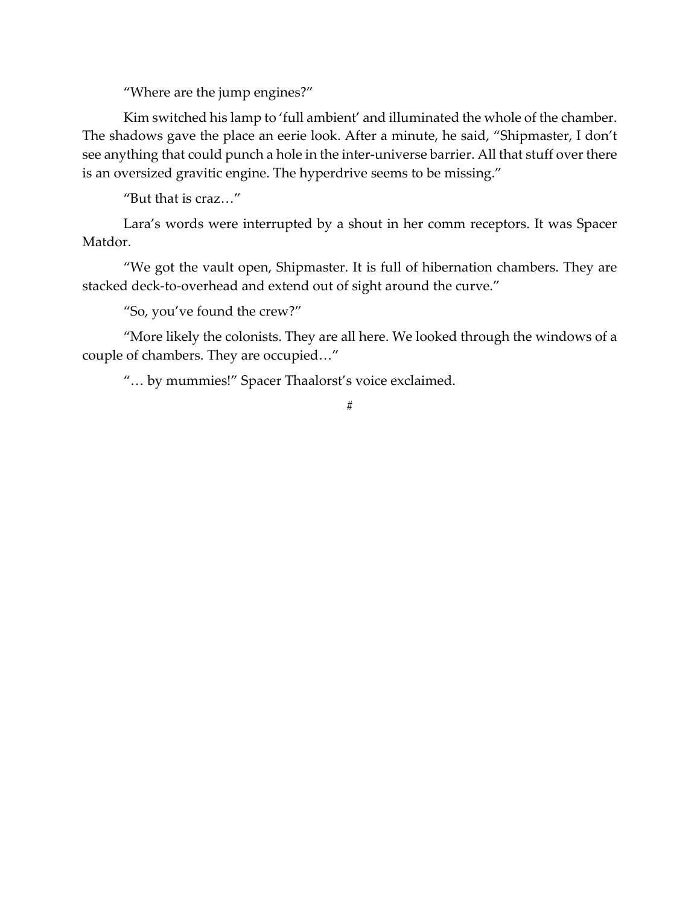"Where are the jump engines?"

Kim switched his lamp to 'full ambient' and illuminated the whole of the chamber. The shadows gave the place an eerie look. After a minute, he said, "Shipmaster, I don't see anything that could punch a hole in the inter-universe barrier. All that stuff over there is an oversized gravitic engine. The hyperdrive seems to be missing."

"But that is craz…"

Lara's words were interrupted by a shout in her comm receptors. It was Spacer Matdor.

"We got the vault open, Shipmaster. It is full of hibernation chambers. They are stacked deck-to-overhead and extend out of sight around the curve."

"So, you've found the crew?"

"More likely the colonists. They are all here. We looked through the windows of a couple of chambers. They are occupied…"

"… by mummies!" Spacer Thaalorst's voice exclaimed.

#